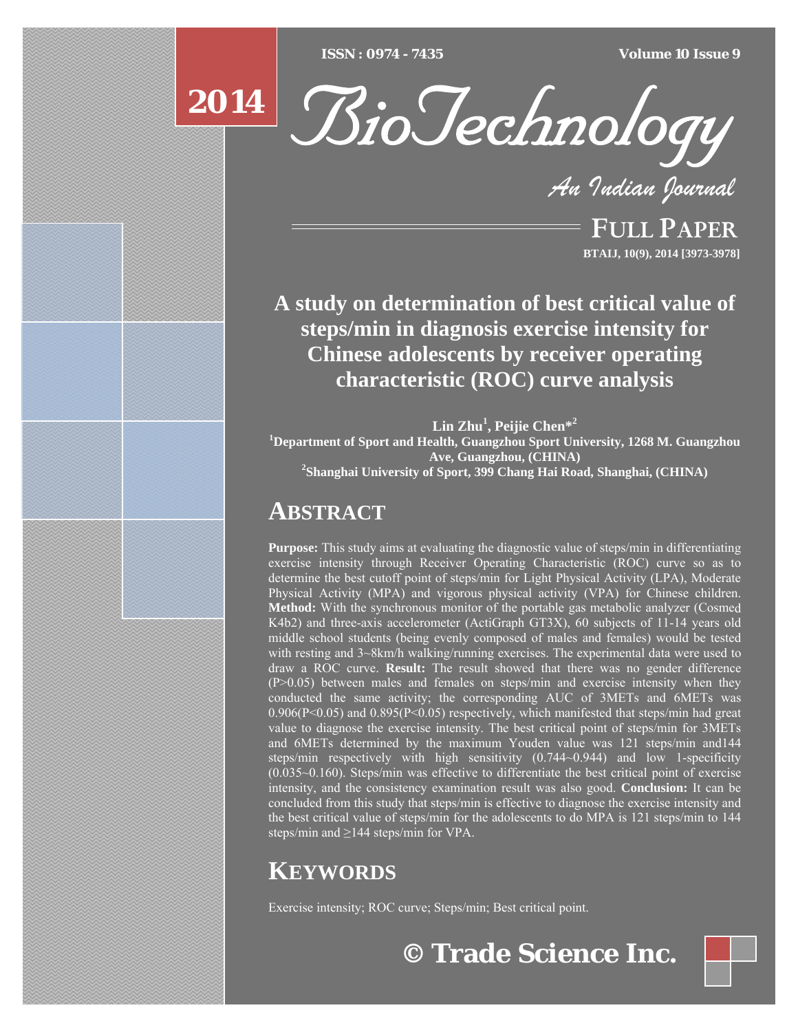FULL PAPER

# A study on determination of best critical value of steps/min in diagnosis exercise intensity for Chinese adolescents by receiver operating characteristic (ROC) curve analysis

**Lin Zhu[1], Peijie Chen*[2]**

[1]Department of Sport and Health, Guangzhou Sport University, 1268 M. Guangzhou Ave, Guangzhou, (CHINA)

[2]Shanghai University of Sport, 399 Chang Hai Road, Shanghai, (CHINA)

## ABSTRACT

**Purpose:** This study aims at evaluating the diagnostic value of steps/min in differentiating exercise intensity through Receiver Operating Characteristic (ROC) curve so as to determine the best cutoff point of steps/min for Light Physical Activity (LPA), Moderate Physical Activity (MPA) and vigorous physical activity (VPA) for Chinese children. **Method:** With the synchronous monitor of the portable gas metabolic analyzer (Cosmed K4b2) and three-axis accelerometer (ActiGraph GT3X), 60 subjects of 11-14 years old middle school students (being evenly composed of males and females) would be tested with resting and 3~8km/h walking/running exercises. The experimental data were used to draw a ROC curve. **Result:** The result showed that there was no gender difference ($P>0.05$) between males and females on steps/min and exercise intensity when they conducted the same activity; the corresponding AUC of 3METs and 6METs was 0.906($P<0.05$) and 0.895($P<0.05$) respectively, which manifested that steps/min had great value to diagnose the exercise intensity. The best critical point of steps/min for 3METs and 6METs determined by the maximum Youden value was 121 steps/min and144 steps/min respectively with high sensitivity (0.744~0.944) and low 1-specificity (0.035~0.160). Steps/min was effective to differentiate the best critical point of exercise intensity, and the consistency examination result was also good. **Conclusion:** It can be concluded from this study that steps/min is effective to diagnose the exercise intensity and the best critical value of steps/min for the adolescents to do MPA is 121 steps/min to 144 steps/min and ≥144 steps/min for VPA.

## KEYWORDS

Exercise intensity; ROC curve; Steps/min; Best critical point.

© Trade Science Inc.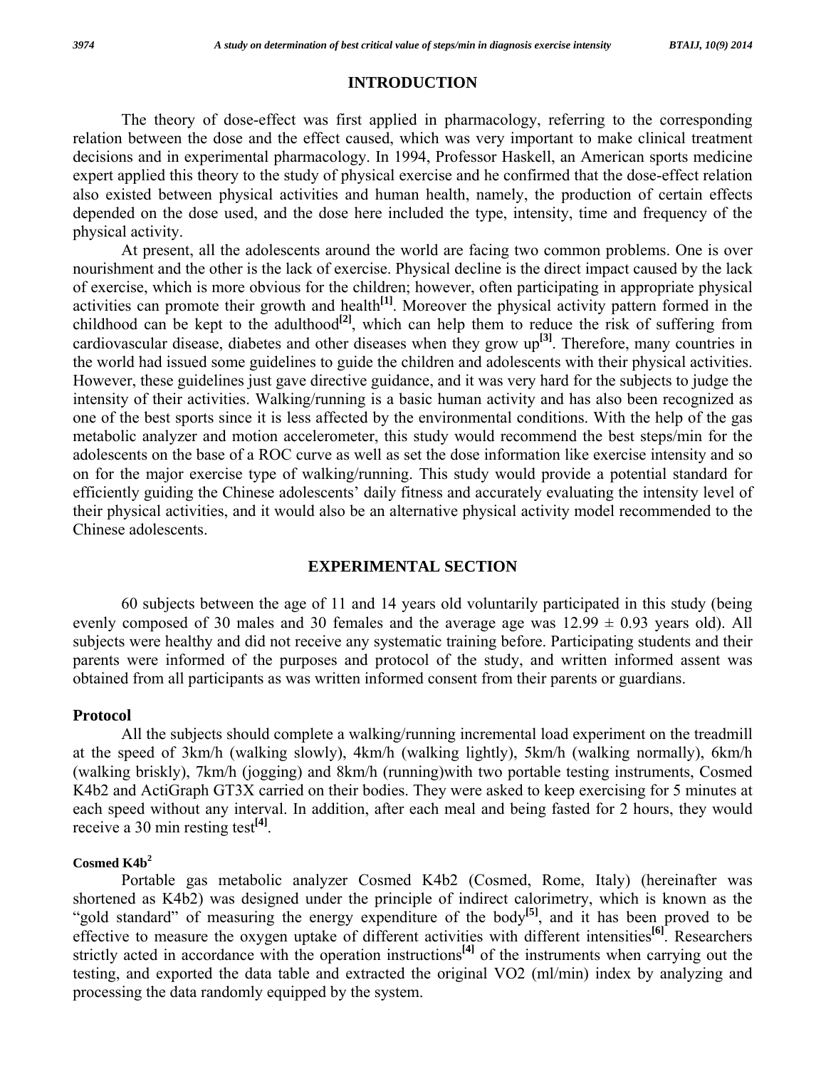## INTRODUCTION

The theory of dose-effect was first applied in pharmacology, referring to the corresponding relation between the dose and the effect caused, which was very important to make clinical treatment decisions and in experimental pharmacology. In 1994, Professor Haskell, an American sports medicine expert applied this theory to the study of physical exercise and he confirmed that the dose-effect relation also existed between physical activities and human health, namely, the production of certain effects depended on the dose used, and the dose here included the type, intensity, time and frequency of the physical activity.

At present, all the adolescents around the world are facing two common problems. One is over nourishment and the other is the lack of exercise. Physical decline is the direct impact caused by the lack of exercise, which is more obvious for the children; however, often participating in appropriate physical activities can promote their growth and health[1]. Moreover the physical activity pattern formed in the childhood can be kept to the adulthood[2], which can help them to reduce the risk of suffering from cardiovascular disease, diabetes and other diseases when they grow up[3]. Therefore, many countries in the world had issued some guidelines to guide the children and adolescents with their physical activities. However, these guidelines just gave directive guidance, and it was very hard for the subjects to judge the intensity of their activities. Walking/running is a basic human activity and has also been recognized as one of the best sports since it is less affected by the environmental conditions. With the help of the gas metabolic analyzer and motion accelerometer, this study would recommend the best steps/min for the adolescents on the base of a ROC curve as well as set the dose information like exercise intensity and so on for the major exercise type of walking/running. This study would provide a potential standard for efficiently guiding the Chinese adolescents' daily fitness and accurately evaluating the intensity level of their physical activities, and it would also be an alternative physical activity model recommended to the Chinese adolescents.

## EXPERIMENTAL SECTION

60 subjects between the age of 11 and 14 years old voluntarily participated in this study (being evenly composed of 30 males and 30 females and the average age was 12.99 ± 0.93 years old). All subjects were healthy and did not receive any systematic training before. Participating students and their parents were informed of the purposes and protocol of the study, and written informed assent was obtained from all participants as was written informed consent from their parents or guardians.

### Protocol

All the subjects should complete a walking/running incremental load experiment on the treadmill at the speed of 3km/h (walking slowly), 4km/h (walking lightly), 5km/h (walking normally), 6km/h (walking briskly), 7km/h (jogging) and 8km/h (running)with two portable testing instruments, Cosmed K4b2 and ActiGraph GT3X carried on their bodies. They were asked to keep exercising for 5 minutes at each speed without any interval. In addition, after each meal and being fasted for 2 hours, they would receive a 30 min resting test[4].

#### Cosmed K4b$^2$

Portable gas metabolic analyzer Cosmed K4b2 (Cosmed, Rome, Italy) (hereinafter was shortened as K4b2) was designed under the principle of indirect calorimetry, which is known as the "gold standard" of measuring the energy expenditure of the body[5], and it has been proved to be effective to measure the oxygen uptake of different activities with different intensities[6]. Researchers strictly acted in accordance with the operation instructions[4] of the instruments when carrying out the testing, and exported the data table and extracted the original VO2 (ml/min) index by analyzing and processing the data randomly equipped by the system.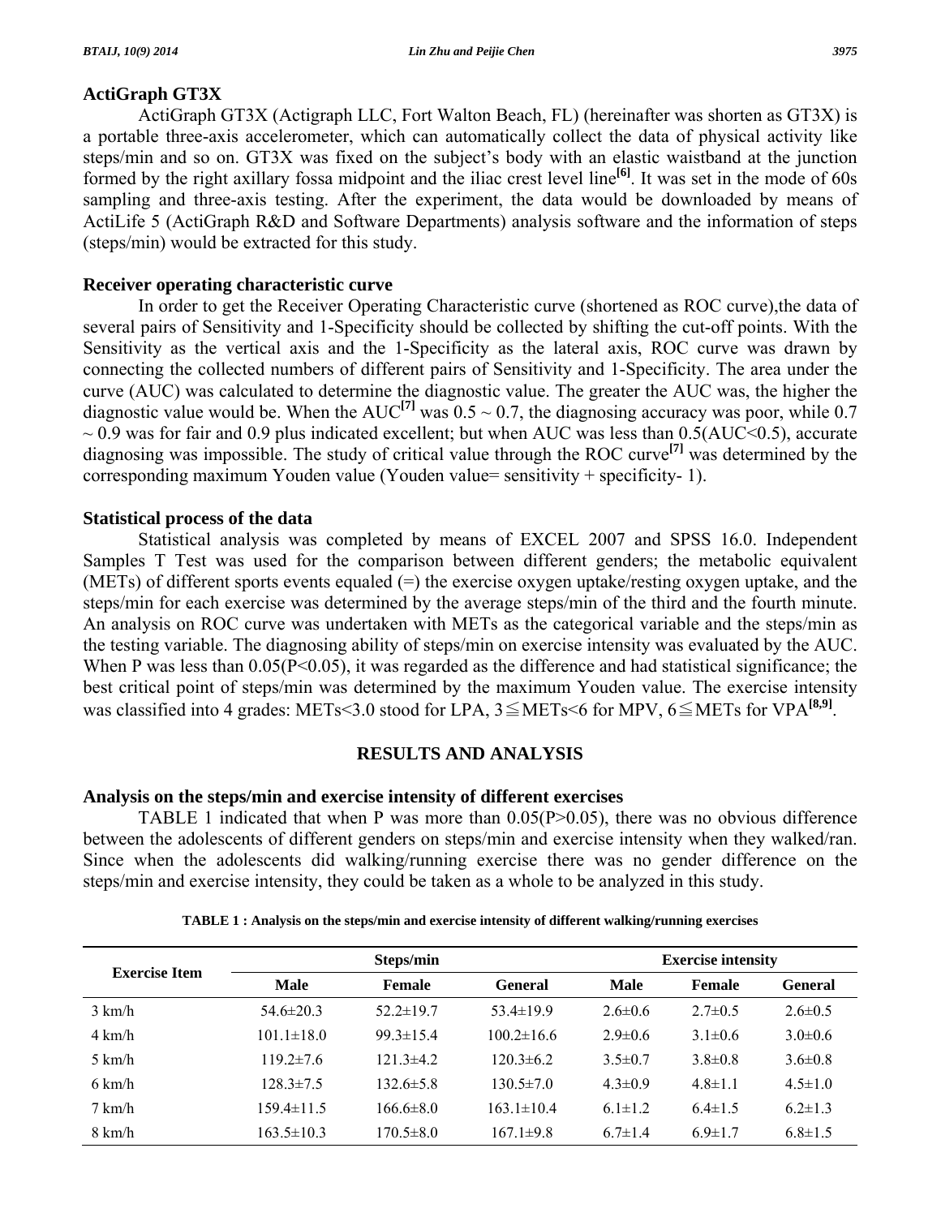### ActiGraph GT3X

ActiGraph GT3X (Actigraph LLC, Fort Walton Beach, FL) (hereinafter was shorten as GT3X) is a portable three-axis accelerometer, which can automatically collect the data of physical activity like steps/min and so on. GT3X was fixed on the subject's body with an elastic waistband at the junction formed by the right axillary fossa midpoint and the iliac crest level line[6]. It was set in the mode of 60s sampling and three-axis testing. After the experiment, the data would be downloaded by means of ActiLife 5 (ActiGraph R&D and Software Departments) analysis software and the information of steps (steps/min) would be extracted for this study.

### Receiver operating characteristic curve

In order to get the Receiver Operating Characteristic curve (shortened as ROC curve),the data of several pairs of Sensitivity and 1-Specificity should be collected by shifting the cut-off points. With the Sensitivity as the vertical axis and the 1-Specificity as the lateral axis, ROC curve was drawn by connecting the collected numbers of different pairs of Sensitivity and 1-Specificity. The area under the curve (AUC) was calculated to determine the diagnostic value. The greater the AUC was, the higher the diagnostic value would be. When the AUC[7] was 0.5 ~ 0.7, the diagnosing accuracy was poor, while 0.7 ~ 0.9 was for fair and 0.9 plus indicated excellent; but when AUC was less than 0.5(AUC<0.5), accurate diagnosing was impossible. The study of critical value through the ROC curve[7] was determined by the corresponding maximum Youden value (Youden value= sensitivity + specificity- 1).

### Statistical process of the data

Statistical analysis was completed by means of EXCEL 2007 and SPSS 16.0. Independent Samples T Test was used for the comparison between different genders; the metabolic equivalent (METs) of different sports events equaled (=) the exercise oxygen uptake/resting oxygen uptake, and the steps/min for each exercise was determined by the average steps/min of the third and the fourth minute. An analysis on ROC curve was undertaken with METs as the categorical variable and the steps/min as the testing variable. The diagnosing ability of steps/min on exercise intensity was evaluated by the AUC. When P was less than 0.05(P<0.05), it was regarded as the difference and had statistical significance; the best critical point of steps/min was determined by the maximum Youden value. The exercise intensity was classified into 4 grades: METs<3.0 stood for LPA, 3≦METs<6 for MPV, 6≦METs for VPA[8,9].

## RESULTS AND ANALYSIS

### Analysis on the steps/min and exercise intensity of different exercises

TABLE 1 indicated that when P was more than 0.05(P>0.05), there was no obvious difference between the adolescents of different genders on steps/min and exercise intensity when they walked/ran. Since when the adolescents did walking/running exercise there was no gender difference on the steps/min and exercise intensity, they could be taken as a whole to be analyzed in this study.

**TABLE 1 : Analysis on the steps/min and exercise intensity of different walking/running exercises**

| Exercise Item | Steps/min | | | Exercise intensity | | |
|---|---|---|---|---|---|---|
| | Male | Female | General | Male | Female | General |
| 3 km/h | 54.6±20.3 | 52.2±19.7 | 53.4±19.9 | 2.6±0.6 | 2.7±0.5 | 2.6±0.5 |
| 4 km/h | 101.1±18.0 | 99.3±15.4 | 100.2±16.6 | 2.9±0.6 | 3.1±0.6 | 3.0±0.6 |
| 5 km/h | 119.2±7.6 | 121.3±4.2 | 120.3±6.2 | 3.5±0.7 | 3.8±0.8 | 3.6±0.8 |
| 6 km/h | 128.3±7.5 | 132.6±5.8 | 130.5±7.0 | 4.3±0.9 | 4.8±1.1 | 4.5±1.0 |
| 7 km/h | 159.4±11.5 | 166.6±8.0 | 163.1±10.4 | 6.1±1.2 | 6.4±1.5 | 6.2±1.3 |
| 8 km/h | 163.5±10.3 | 170.5±8.0 | 167.1±9.8 | 6.7±1.4 | 6.9±1.7 | 6.8±1.5 |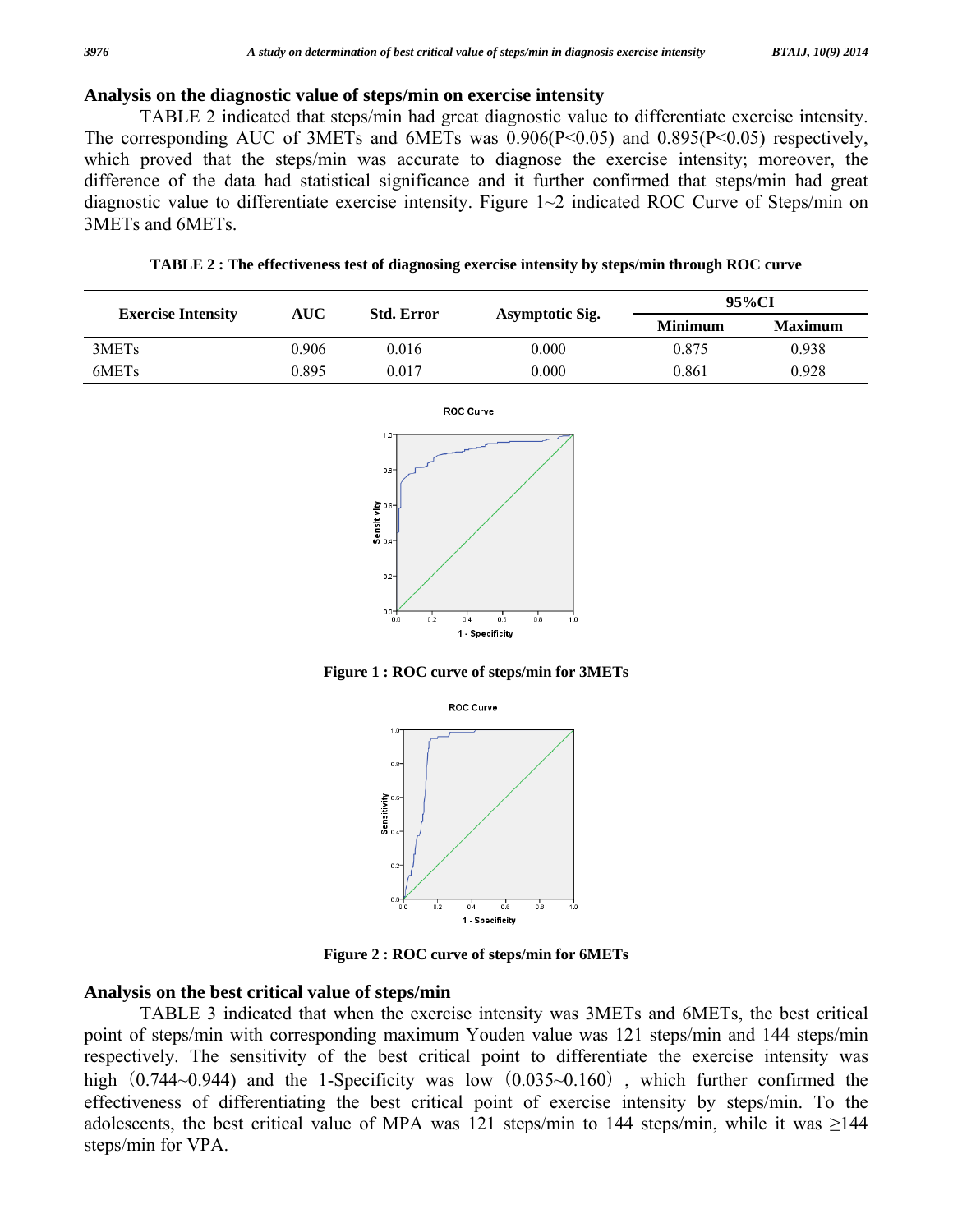### Analysis on the diagnostic value of steps/min on exercise intensity

TABLE 2 indicated that steps/min had great diagnostic value to differentiate exercise intensity. The corresponding AUC of 3METs and 6METs was 0.906($P<0.05$) and 0.895($P<0.05$) respectively, which proved that the steps/min was accurate to diagnose the exercise intensity; moreover, the difference of the data had statistical significance and it further confirmed that steps/min had great diagnostic value to differentiate exercise intensity. Figure 1~2 indicated ROC Curve of Steps/min on 3METs and 6METs.

**TABLE 2 : The effectiveness test of diagnosing exercise intensity by steps/min through ROC curve**

| Exercise Intensity | AUC | Std. Error | Asymptotic Sig. | 95%CI | |
|---|---|---|---|---|---|
| | | | | Minimum | Maximum |
| 3METs | 0.906 | 0.016 | 0.000 | 0.875 | 0.938 |
| 6METs | 0.895 | 0.017 | 0.000 | 0.861 | 0.928 |

**Figure 1 : ROC curve of steps/min for 3METs**

**Figure 2 : ROC curve of steps/min for 6METs**

### Analysis on the best critical value of steps/min

TABLE 3 indicated that when the exercise intensity was 3METs and 6METs, the best critical point of steps/min with corresponding maximum Youden value was 121 steps/min and 144 steps/min respectively. The sensitivity of the best critical point to differentiate the exercise intensity was high（0.744~0.944) and the 1-Specificity was low（0.035~0.160）, which further confirmed the effectiveness of differentiating the best critical point of exercise intensity by steps/min. To the adolescents, the best critical value of MPA was 121 steps/min to 144 steps/min, while it was ≥144 steps/min for VPA.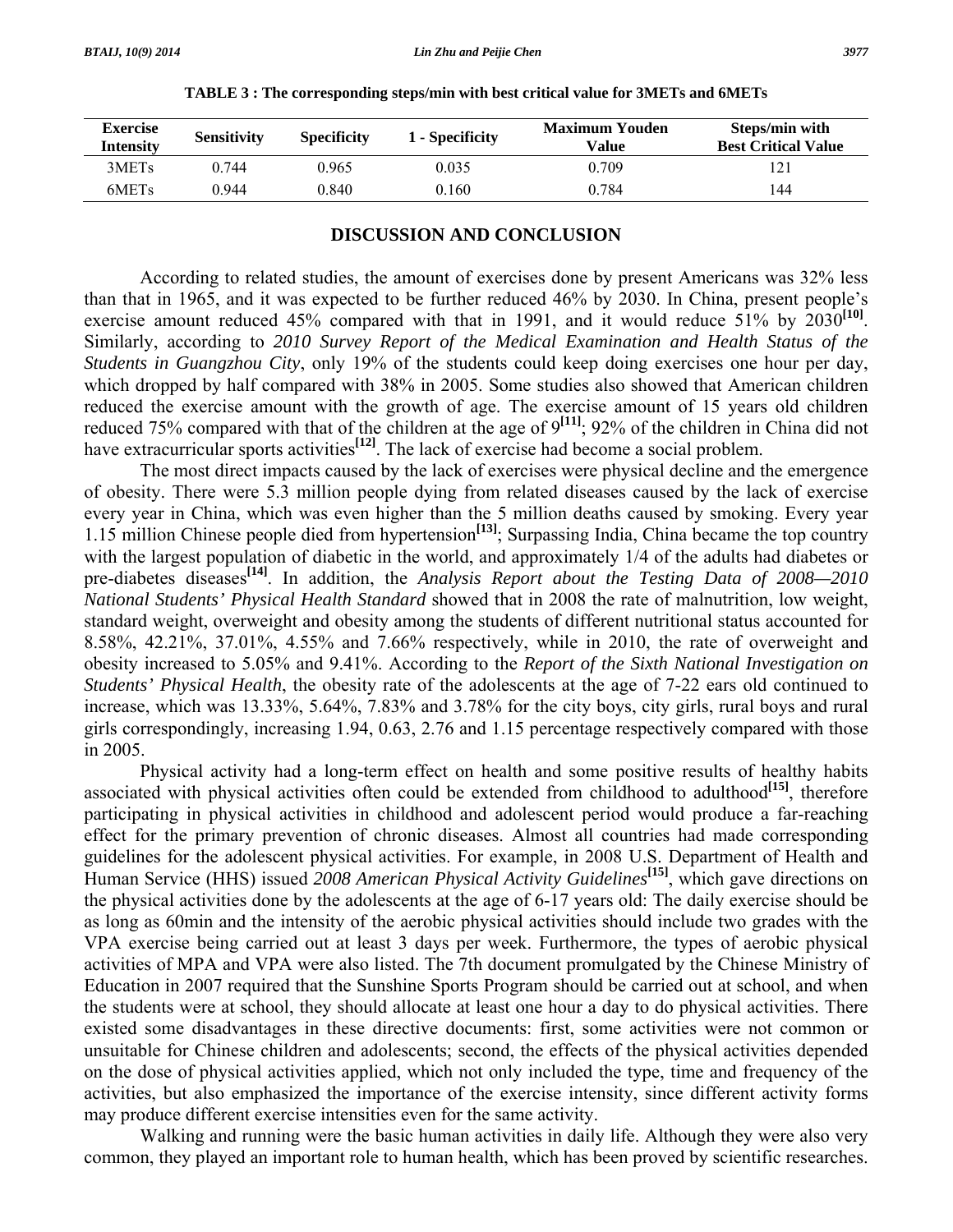**TABLE 3 : The corresponding steps/min with best critical value for 3METs and 6METs**

| Exercise Intensity | Sensitivity | Specificity | 1 - Specificity | Maximum Youden Value | Steps/min with Best Critical Value |
|---|---|---|---|---|---|
| 3METs | 0.744 | 0.965 | 0.035 | 0.709 | 121 |
| 6METs | 0.944 | 0.840 | 0.160 | 0.784 | 144 |

## DISCUSSION AND CONCLUSION

According to related studies, the amount of exercises done by present Americans was 32% less than that in 1965, and it was expected to be further reduced 46% by 2030. In China, present people's exercise amount reduced 45% compared with that in 1991, and it would reduce 51% by 2030[10]. Similarly, according to *2010 Survey Report of the Medical Examination and Health Status of the Students in Guangzhou City*, only 19% of the students could keep doing exercises one hour per day, which dropped by half compared with 38% in 2005. Some studies also showed that American children reduced the exercise amount with the growth of age. The exercise amount of 15 years old children reduced 75% compared with that of the children at the age of 9[11]; 92% of the children in China did not have extracurricular sports activities[12]. The lack of exercise had become a social problem.

The most direct impacts caused by the lack of exercises were physical decline and the emergence of obesity. There were 5.3 million people dying from related diseases caused by the lack of exercise every year in China, which was even higher than the 5 million deaths caused by smoking. Every year 1.15 million Chinese people died from hypertension[13]; Surpassing India, China became the top country with the largest population of diabetic in the world, and approximately 1/4 of the adults had diabetes or pre-diabetes diseases[14]. In addition, the *Analysis Report about the Testing Data of 2008—2010 National Students' Physical Health Standard* showed that in 2008 the rate of malnutrition, low weight, standard weight, overweight and obesity among the students of different nutritional status accounted for 8.58%, 42.21%, 37.01%, 4.55% and 7.66% respectively, while in 2010, the rate of overweight and obesity increased to 5.05% and 9.41%. According to the *Report of the Sixth National Investigation on Students' Physical Health*, the obesity rate of the adolescents at the age of 7-22 ears old continued to increase, which was 13.33%, 5.64%, 7.83% and 3.78% for the city boys, city girls, rural boys and rural girls correspondingly, increasing 1.94, 0.63, 2.76 and 1.15 percentage respectively compared with those in 2005.

Physical activity had a long-term effect on health and some positive results of healthy habits associated with physical activities often could be extended from childhood to adulthood[15], therefore participating in physical activities in childhood and adolescent period would produce a far-reaching effect for the primary prevention of chronic diseases. Almost all countries had made corresponding guidelines for the adolescent physical activities. For example, in 2008 U.S. Department of Health and Human Service (HHS) issued *2008 American Physical Activity Guidelines*[15], which gave directions on the physical activities done by the adolescents at the age of 6-17 years old: The daily exercise should be as long as 60min and the intensity of the aerobic physical activities should include two grades with the VPA exercise being carried out at least 3 days per week. Furthermore, the types of aerobic physical activities of MPA and VPA were also listed. The 7th document promulgated by the Chinese Ministry of Education in 2007 required that the Sunshine Sports Program should be carried out at school, and when the students were at school, they should allocate at least one hour a day to do physical activities. There existed some disadvantages in these directive documents: first, some activities were not common or unsuitable for Chinese children and adolescents; second, the effects of the physical activities depended on the dose of physical activities applied, which not only included the type, time and frequency of the activities, but also emphasized the importance of the exercise intensity, since different activity forms may produce different exercise intensities even for the same activity.

Walking and running were the basic human activities in daily life. Although they were also very common, they played an important role to human health, which has been proved by scientific researches.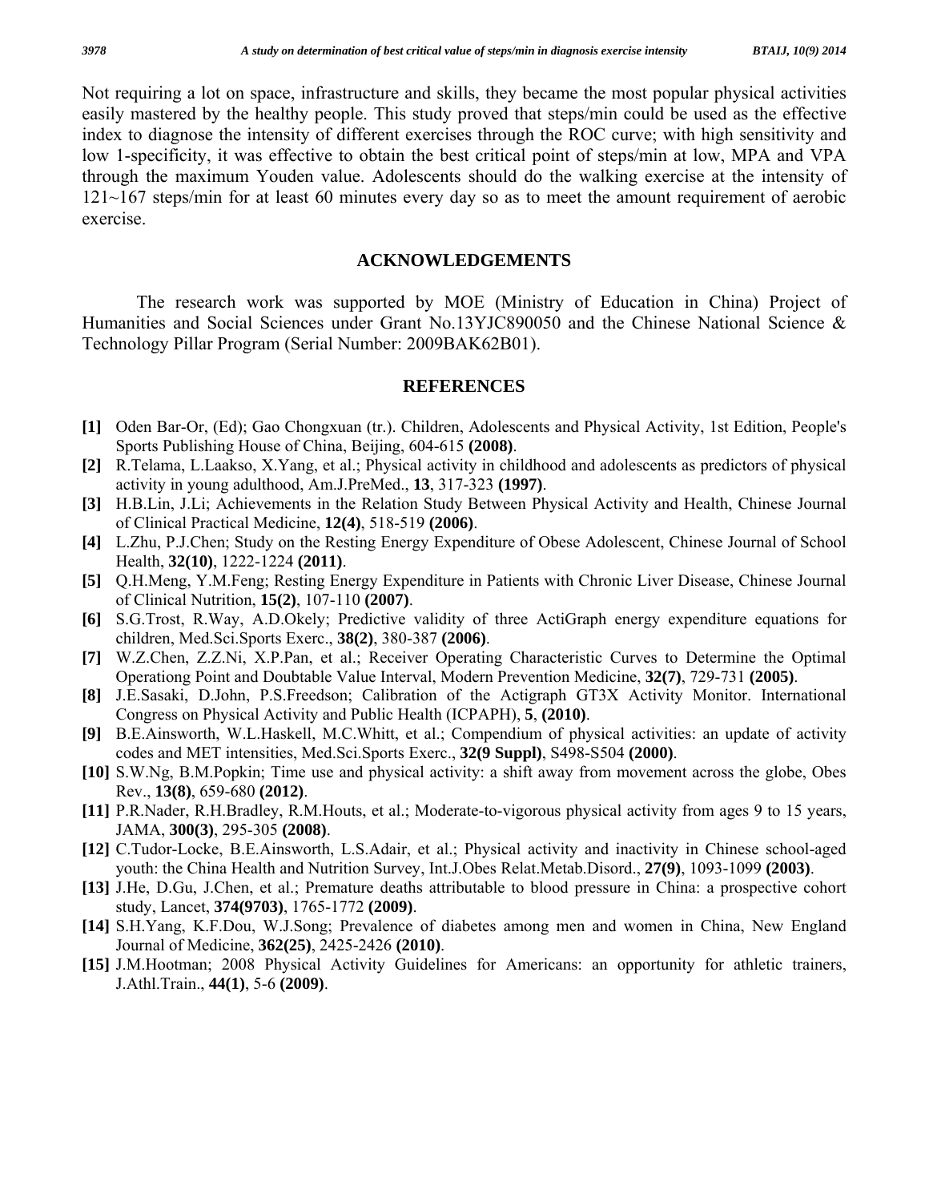Not requiring a lot on space, infrastructure and skills, they became the most popular physical activities easily mastered by the healthy people. This study proved that steps/min could be used as the effective index to diagnose the intensity of different exercises through the ROC curve; with high sensitivity and low 1-specificity, it was effective to obtain the best critical point of steps/min at low, MPA and VPA through the maximum Youden value. Adolescents should do the walking exercise at the intensity of 121~167 steps/min for at least 60 minutes every day so as to meet the amount requirement of aerobic exercise.

## ACKNOWLEDGEMENTS

The research work was supported by MOE (Ministry of Education in China) Project of Humanities and Social Sciences under Grant No.13YJC890050 and the Chinese National Science & Technology Pillar Program (Serial Number: 2009BAK62B01).

## REFERENCES

**[1]** Oden Bar-Or, (Ed); Gao Chongxuan (tr.). Children, Adolescents and Physical Activity, 1st Edition, People's Sports Publishing House of China, Beijing, 604-615 **(2008)**.

**[2]** R.Telama, L.Laakso, X.Yang, et al.; Physical activity in childhood and adolescents as predictors of physical activity in young adulthood, Am.J.PreMed., **13**, 317-323 **(1997)**.

**[3]** H.B.Lin, J.Li; Achievements in the Relation Study Between Physical Activity and Health, Chinese Journal of Clinical Practical Medicine, **12(4)**, 518-519 **(2006)**.

**[4]** L.Zhu, P.J.Chen; Study on the Resting Energy Expenditure of Obese Adolescent, Chinese Journal of School Health, **32(10)**, 1222-1224 **(2011)**.

**[5]** Q.H.Meng, Y.M.Feng; Resting Energy Expenditure in Patients with Chronic Liver Disease, Chinese Journal of Clinical Nutrition, **15(2)**, 107-110 **(2007)**.

**[6]** S.G.Trost, R.Way, A.D.Okely; Predictive validity of three ActiGraph energy expenditure equations for children, Med.Sci.Sports Exerc., **38(2)**, 380-387 **(2006)**.

**[7]** W.Z.Chen, Z.Z.Ni, X.P.Pan, et al.; Receiver Operating Characteristic Curves to Determine the Optimal Operationg Point and Doubtable Value Interval, Modern Prevention Medicine, **32(7)**, 729-731 **(2005)**.

**[8]** J.E.Sasaki, D.John, P.S.Freedson; Calibration of the Actigraph GT3X Activity Monitor. International Congress on Physical Activity and Public Health (ICPAPH), **5**, **(2010)**.

**[9]** B.E.Ainsworth, W.L.Haskell, M.C.Whitt, et al.; Compendium of physical activities: an update of activity codes and MET intensities, Med.Sci.Sports Exerc., **32(9 Suppl)**, S498-S504 **(2000)**.

**[10]** S.W.Ng, B.M.Popkin; Time use and physical activity: a shift away from movement across the globe, Obes Rev., **13(8)**, 659-680 **(2012)**.

**[11]** P.R.Nader, R.H.Bradley, R.M.Houts, et al.; Moderate-to-vigorous physical activity from ages 9 to 15 years, JAMA, **300(3)**, 295-305 **(2008)**.

**[12]** C.Tudor-Locke, B.E.Ainsworth, L.S.Adair, et al.; Physical activity and inactivity in Chinese school-aged youth: the China Health and Nutrition Survey, Int.J.Obes Relat.Metab.Disord., **27(9)**, 1093-1099 **(2003)**.

**[13]** J.He, D.Gu, J.Chen, et al.; Premature deaths attributable to blood pressure in China: a prospective cohort study, Lancet, **374(9703)**, 1765-1772 **(2009)**.

**[14]** S.H.Yang, K.F.Dou, W.J.Song; Prevalence of diabetes among men and women in China, New England Journal of Medicine, **362(25)**, 2425-2426 **(2010)**.

**[15]** J.M.Hootman; 2008 Physical Activity Guidelines for Americans: an opportunity for athletic trainers, J.Athl.Train., **44(1)**, 5-6 **(2009)**.